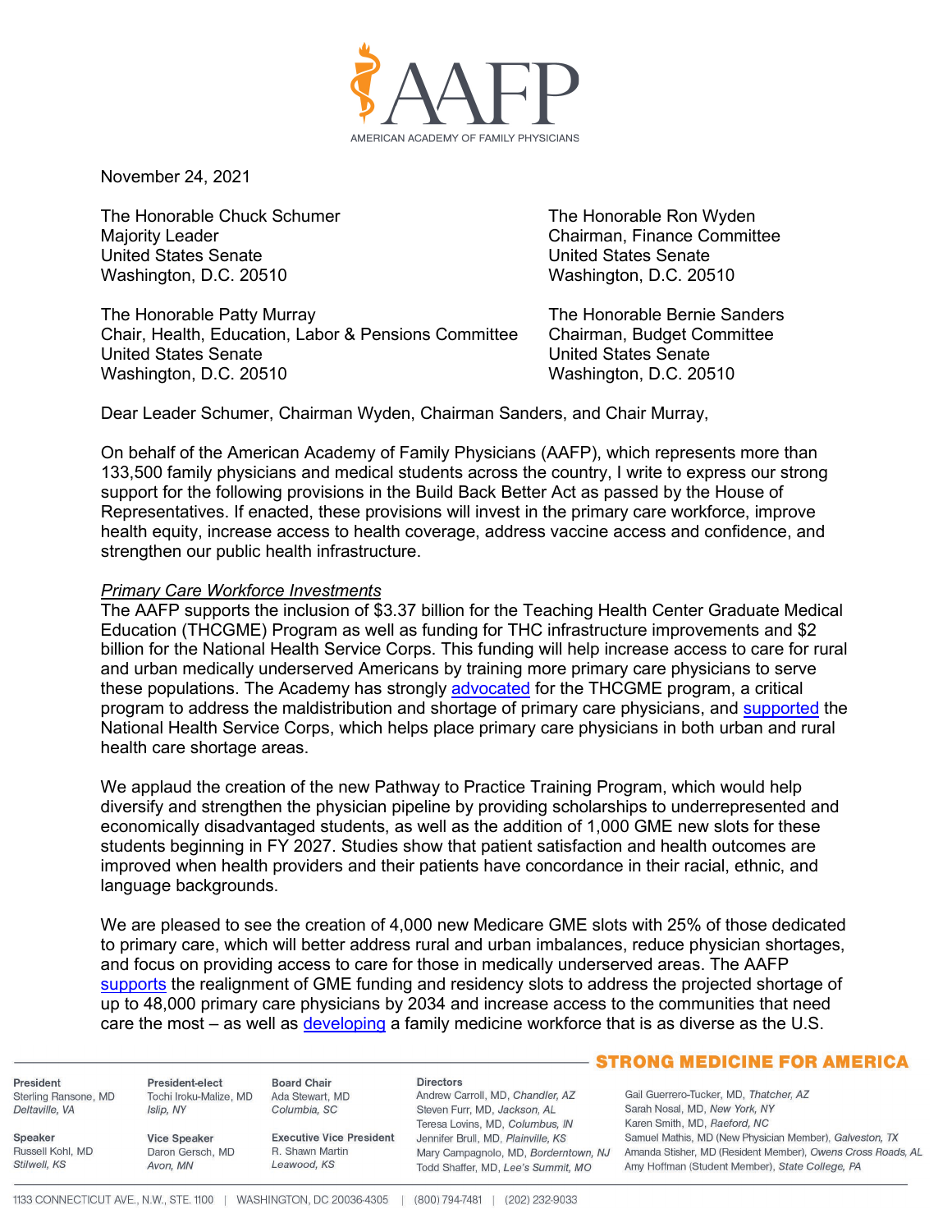AMERICAN ACADEMY OF FAMILY PHYSICIANS

November 24, 2021

The Honorable Chuck Schumer
Majority Leader
United States Senate
Washington, D.C. 20510

The Honorable Ron Wyden
Chairman, Finance Committee
United States Senate
Washington, D.C. 20510

The Honorable Patty Murray
Chair, Health, Education, Labor & Pensions Committee
United States Senate
Washington, D.C. 20510

The Honorable Bernie Sanders
Chairman, Budget Committee
United States Senate
Washington, D.C. 20510

Dear Leader Schumer, Chairman Wyden, Chairman Sanders, and Chair Murray,

On behalf of the American Academy of Family Physicians (AAFP), which represents more than 133,500 family physicians and medical students across the country, I write to express our strong support for the following provisions in the Build Back Better Act as passed by the House of Representatives. If enacted, these provisions will invest in the primary care workforce, improve health equity, increase access to health coverage, address vaccine access and confidence, and strengthen our public health infrastructure.

*Primary Care Workforce Investments*

The AAFP supports the inclusion of $3.37 billion for the Teaching Health Center Graduate Medical Education (THCGME) Program as well as funding for THC infrastructure improvements and $2 billion for the National Health Service Corps. This funding will help increase access to care for rural and urban medically underserved Americans by training more primary care physicians to serve these populations. The Academy has strongly advocated for the THCGME program, a critical program to address the maldistribution and shortage of primary care physicians, and supported the National Health Service Corps, which helps place primary care physicians in both urban and rural health care shortage areas.

We applaud the creation of the new Pathway to Practice Training Program, which would help diversify and strengthen the physician pipeline by providing scholarships to underrepresented and economically disadvantaged students, as well as the addition of 1,000 GME new slots for these students beginning in FY 2027. Studies show that patient satisfaction and health outcomes are improved when health providers and their patients have concordance in their racial, ethnic, and language backgrounds.

We are pleased to see the creation of 4,000 new Medicare GME slots with 25% of those dedicated to primary care, which will better address rural and urban imbalances, reduce physician shortages, and focus on providing access to care for those in medically underserved areas. The AAFP supports the realignment of GME funding and residency slots to address the projected shortage of up to 48,000 primary care physicians by 2034 and increase access to the communities that need care the most – as well as developing a family medicine workforce that is as diverse as the U.S.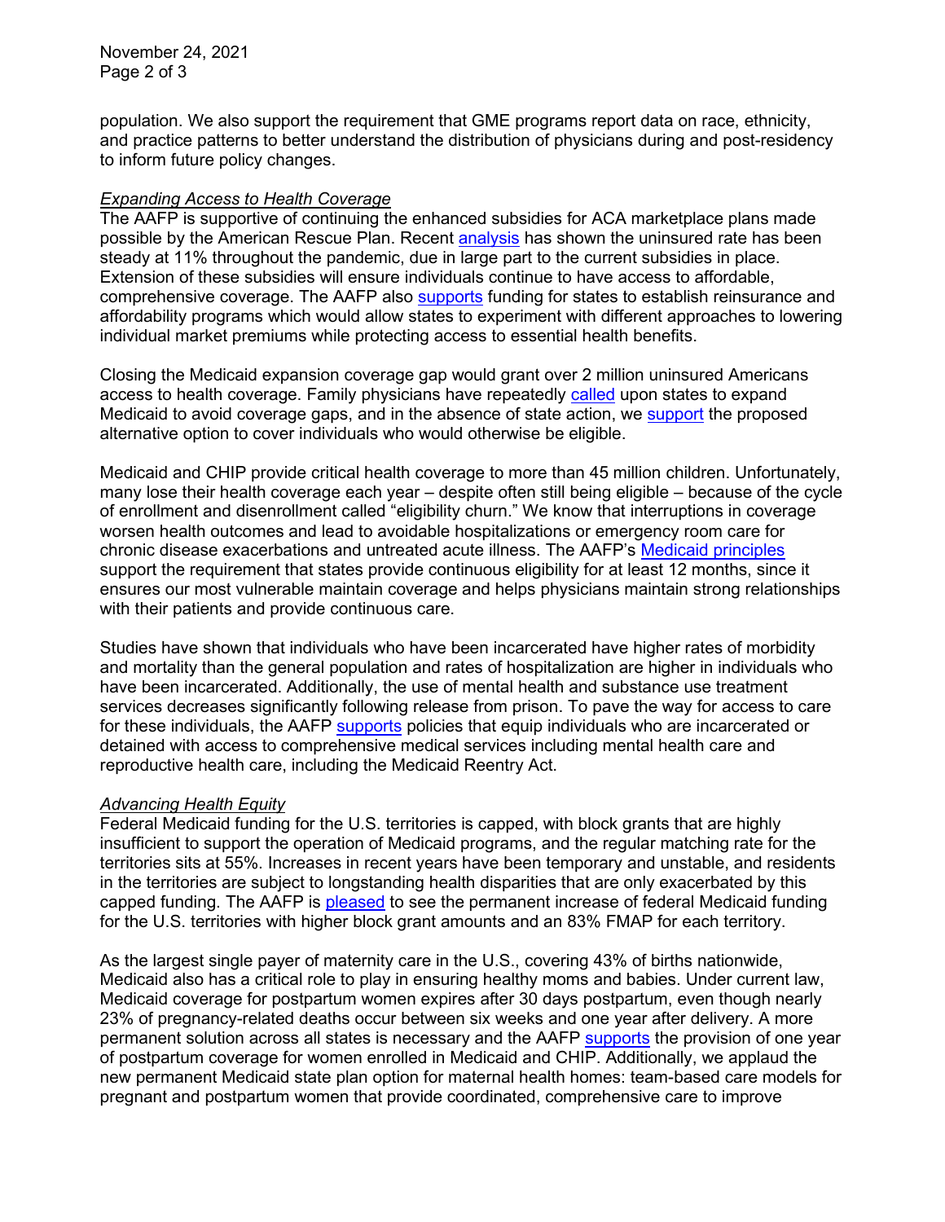population. We also support the requirement that GME programs report data on race, ethnicity, and practice patterns to better understand the distribution of physicians during and post-residency to inform future policy changes.

*Expanding Access to Health Coverage*

The AAFP is supportive of continuing the enhanced subsidies for ACA marketplace plans made possible by the American Rescue Plan. Recent analysis has shown the uninsured rate has been steady at 11% throughout the pandemic, due in large part to the current subsidies in place. Extension of these subsidies will ensure individuals continue to have access to affordable, comprehensive coverage. The AAFP also supports funding for states to establish reinsurance and affordability programs which would allow states to experiment with different approaches to lowering individual market premiums while protecting access to essential health benefits.

Closing the Medicaid expansion coverage gap would grant over 2 million uninsured Americans access to health coverage. Family physicians have repeatedly called upon states to expand Medicaid to avoid coverage gaps, and in the absence of state action, we support the proposed alternative option to cover individuals who would otherwise be eligible.

Medicaid and CHIP provide critical health coverage to more than 45 million children. Unfortunately, many lose their health coverage each year – despite often still being eligible – because of the cycle of enrollment and disenrollment called "eligibility churn." We know that interruptions in coverage worsen health outcomes and lead to avoidable hospitalizations or emergency room care for chronic disease exacerbations and untreated acute illness. The AAFP's Medicaid principles support the requirement that states provide continuous eligibility for at least 12 months, since it ensures our most vulnerable maintain coverage and helps physicians maintain strong relationships with their patients and provide continuous care.

Studies have shown that individuals who have been incarcerated have higher rates of morbidity and mortality than the general population and rates of hospitalization are higher in individuals who have been incarcerated. Additionally, the use of mental health and substance use treatment services decreases significantly following release from prison. To pave the way for access to care for these individuals, the AAFP supports policies that equip individuals who are incarcerated or detained with access to comprehensive medical services including mental health care and reproductive health care, including the Medicaid Reentry Act.

*Advancing Health Equity*

Federal Medicaid funding for the U.S. territories is capped, with block grants that are highly insufficient to support the operation of Medicaid programs, and the regular matching rate for the territories sits at 55%. Increases in recent years have been temporary and unstable, and residents in the territories are subject to longstanding health disparities that are only exacerbated by this capped funding. The AAFP is pleased to see the permanent increase of federal Medicaid funding for the U.S. territories with higher block grant amounts and an 83% FMAP for each territory.

As the largest single payer of maternity care in the U.S., covering 43% of births nationwide, Medicaid also has a critical role to play in ensuring healthy moms and babies. Under current law, Medicaid coverage for postpartum women expires after 30 days postpartum, even though nearly 23% of pregnancy-related deaths occur between six weeks and one year after delivery. A more permanent solution across all states is necessary and the AAFP supports the provision of one year of postpartum coverage for women enrolled in Medicaid and CHIP. Additionally, we applaud the new permanent Medicaid state plan option for maternal health homes: team-based care models for pregnant and postpartum women that provide coordinated, comprehensive care to improve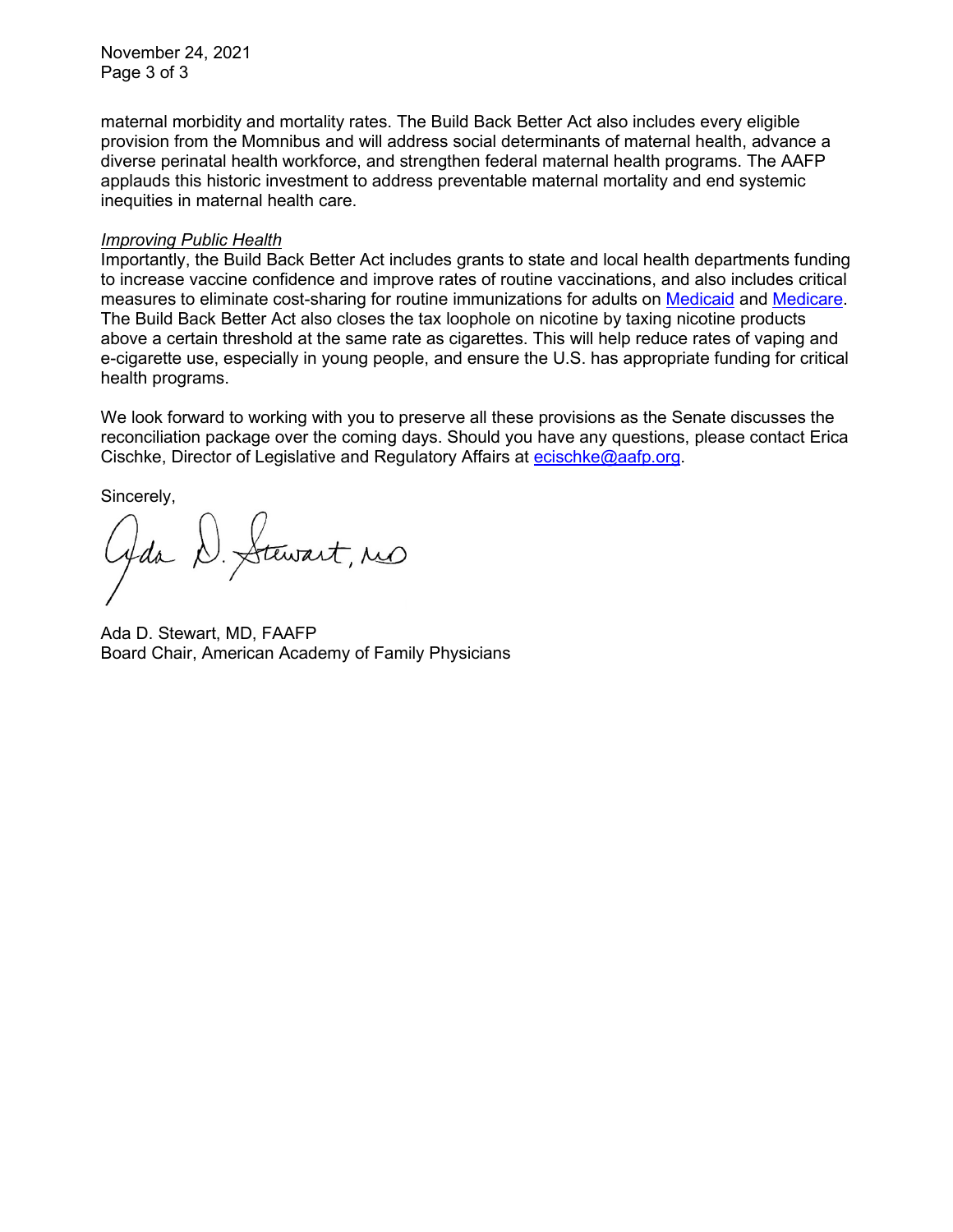maternal morbidity and mortality rates. The Build Back Better Act also includes every eligible provision from the Momnibus and will address social determinants of maternal health, advance a diverse perinatal health workforce, and strengthen federal maternal health programs. The AAFP applauds this historic investment to address preventable maternal mortality and end systemic inequities in maternal health care.

*Improving Public Health*

Importantly, the Build Back Better Act includes grants to state and local health departments funding to increase vaccine confidence and improve rates of routine vaccinations, and also includes critical measures to eliminate cost-sharing for routine immunizations for adults on Medicaid and Medicare. The Build Back Better Act also closes the tax loophole on nicotine by taxing nicotine products above a certain threshold at the same rate as cigarettes. This will help reduce rates of vaping and e-cigarette use, especially in young people, and ensure the U.S. has appropriate funding for critical health programs.

We look forward to working with you to preserve all these provisions as the Senate discusses the reconciliation package over the coming days. Should you have any questions, please contact Erica Cischke, Director of Legislative and Regulatory Affairs at ecischke@aafp.org.

Sincerely,

Ada D. Stewart, MD

Ada D. Stewart, MD, FAAFP
Board Chair, American Academy of Family Physicians